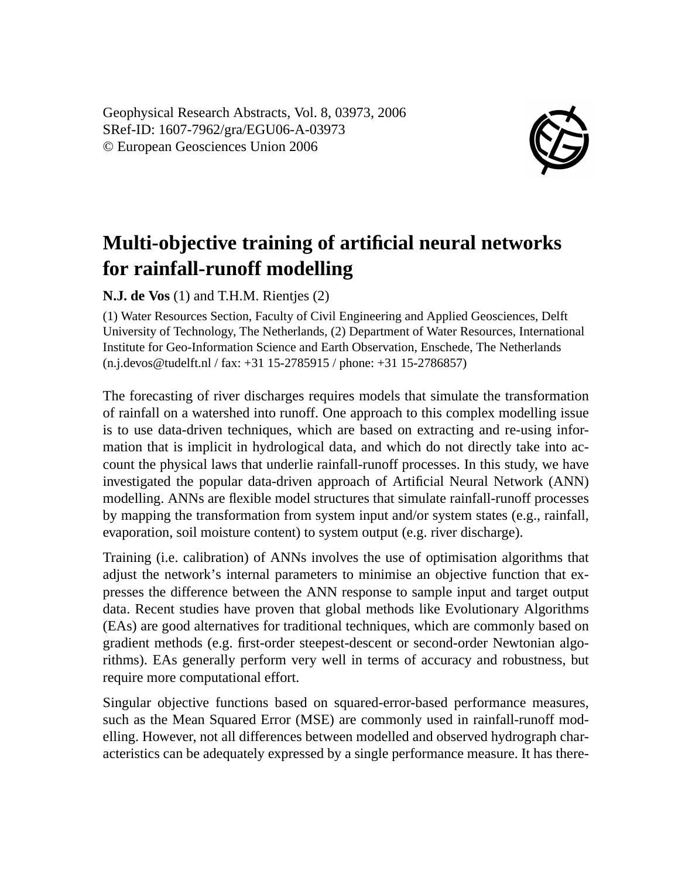Geophysical Research Abstracts, Vol. 8, 03973, 2006
SRef-ID: 1607-7962/gra/EGU06-A-03973
© European Geosciences Union 2006

# Multi-objective training of artificial neural networks for rainfall-runoff modelling

**N.J. de Vos** (1) and T.H.M. Rientjes (2)

(1) Water Resources Section, Faculty of Civil Engineering and Applied Geosciences, Delft University of Technology, The Netherlands, (2) Department of Water Resources, International Institute for Geo-Information Science and Earth Observation, Enschede, The Netherlands (n.j.devos@tudelft.nl / fax: +31 15-2785915 / phone: +31 15-2786857)

The forecasting of river discharges requires models that simulate the transformation of rainfall on a watershed into runoff. One approach to this complex modelling issue is to use data-driven techniques, which are based on extracting and re-using information that is implicit in hydrological data, and which do not directly take into account the physical laws that underlie rainfall-runoff processes. In this study, we have investigated the popular data-driven approach of Artificial Neural Network (ANN) modelling. ANNs are flexible model structures that simulate rainfall-runoff processes by mapping the transformation from system input and/or system states (e.g., rainfall, evaporation, soil moisture content) to system output (e.g. river discharge).

Training (i.e. calibration) of ANNs involves the use of optimisation algorithms that adjust the network's internal parameters to minimise an objective function that expresses the difference between the ANN response to sample input and target output data. Recent studies have proven that global methods like Evolutionary Algorithms (EAs) are good alternatives for traditional techniques, which are commonly based on gradient methods (e.g. first-order steepest-descent or second-order Newtonian algorithms). EAs generally perform very well in terms of accuracy and robustness, but require more computational effort.

Singular objective functions based on squared-error-based performance measures, such as the Mean Squared Error (MSE) are commonly used in rainfall-runoff modelling. However, not all differences between modelled and observed hydrograph characteristics can be adequately expressed by a single performance measure. It has there-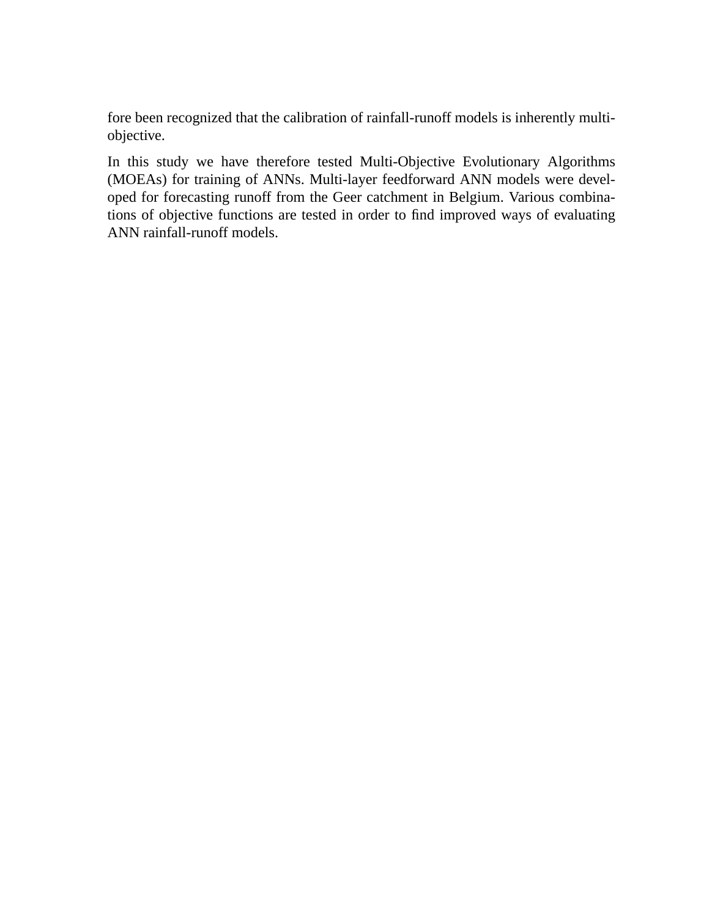fore been recognized that the calibration of rainfall-runoff models is inherently multi-objective.

In this study we have therefore tested Multi-Objective Evolutionary Algorithms (MOEAs) for training of ANNs. Multi-layer feedforward ANN models were developed for forecasting runoff from the Geer catchment in Belgium. Various combinations of objective functions are tested in order to find improved ways of evaluating ANN rainfall-runoff models.